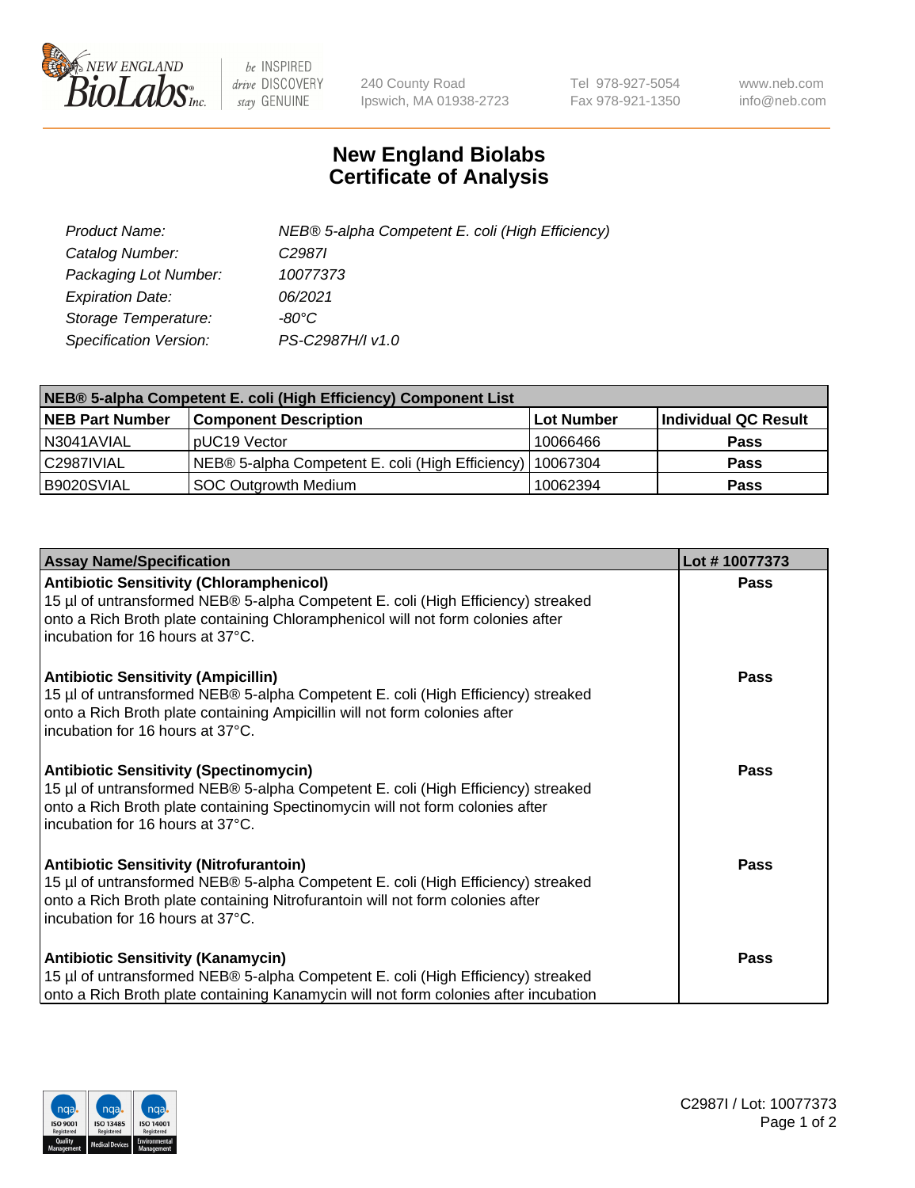# New England Biolabs Certificate of Analysis

| | |
|---|---|
| *Product Name:* | *NEB® 5-alpha Competent E. coli (High Efficiency)* |
| *Catalog Number:* | *C2987I* |
| *Packaging Lot Number:* | *10077373* |
| *Expiration Date:* | *06/2021* |
| *Storage Temperature:* | *-80°C* |
| *Specification Version:* | *PS-C2987H/I v1.0* |

| NEB® 5-alpha Competent E. coli (High Efficiency) Component List | | | |
|---|---|---|---|
| **NEB Part Number** | **Component Description** | **Lot Number** | **Individual QC Result** |
| N3041AVIAL | pUC19 Vector | 10066466 | **Pass** |
| C2987IVIAL | NEB® 5-alpha Competent E. coli (High Efficiency) | 10067304 | **Pass** |
| B9020SVIAL | SOC Outgrowth Medium | 10062394 | **Pass** |

| Assay Name/Specification | Lot # 10077373 |
|---|---|
| **Antibiotic Sensitivity (Chloramphenicol)**<br>15 µl of untransformed NEB® 5-alpha Competent E. coli (High Efficiency) streaked onto a Rich Broth plate containing Chloramphenicol will not form colonies after incubation for 16 hours at 37°C. | **Pass** |
| **Antibiotic Sensitivity (Ampicillin)**<br>15 µl of untransformed NEB® 5-alpha Competent E. coli (High Efficiency) streaked onto a Rich Broth plate containing Ampicillin will not form colonies after incubation for 16 hours at 37°C. | **Pass** |
| **Antibiotic Sensitivity (Spectinomycin)**<br>15 µl of untransformed NEB® 5-alpha Competent E. coli (High Efficiency) streaked onto a Rich Broth plate containing Spectinomycin will not form colonies after incubation for 16 hours at 37°C. | **Pass** |
| **Antibiotic Sensitivity (Nitrofurantoin)**<br>15 µl of untransformed NEB® 5-alpha Competent E. coli (High Efficiency) streaked onto a Rich Broth plate containing Nitrofurantoin will not form colonies after incubation for 16 hours at 37°C. | **Pass** |
| **Antibiotic Sensitivity (Kanamycin)**<br>15 µl of untransformed NEB® 5-alpha Competent E. coli (High Efficiency) streaked onto a Rich Broth plate containing Kanamycin will not form colonies after incubation | **Pass** |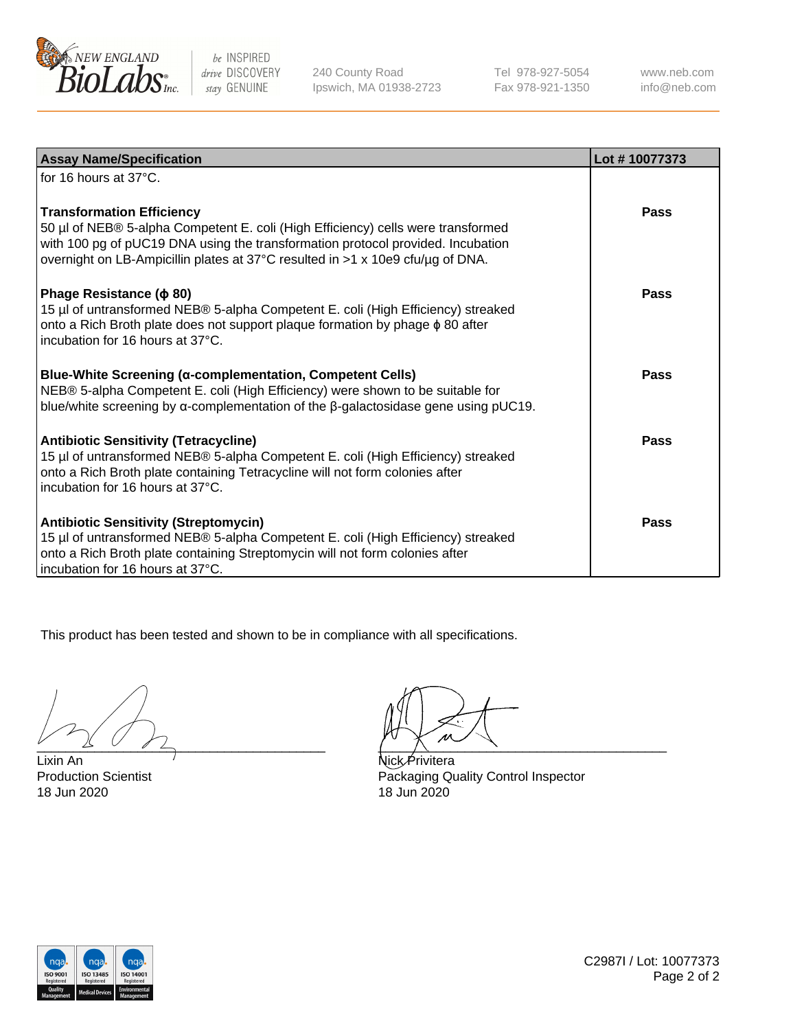| Assay Name/Specification | Lot # 10077373 |
|---|---|
| for 16 hours at 37°C. | |
| **Transformation Efficiency**<br>50 µl of NEB® 5-alpha Competent E. coli (High Efficiency) cells were transformed with 100 pg of pUC19 DNA using the transformation protocol provided. Incubation overnight on LB-Ampicillin plates at 37°C resulted in >1 x 10e9 cfu/µg of DNA. | **Pass** |
| **Phage Resistance (ϕ 80)**<br>15 µl of untransformed NEB® 5-alpha Competent E. coli (High Efficiency) streaked onto a Rich Broth plate does not support plaque formation by phage ϕ 80 after incubation for 16 hours at 37°C. | **Pass** |
| **Blue-White Screening (α-complementation, Competent Cells)**<br>NEB® 5-alpha Competent E. coli (High Efficiency) were shown to be suitable for blue/white screening by α-complementation of the β-galactosidase gene using pUC19. | **Pass** |
| **Antibiotic Sensitivity (Tetracycline)**<br>15 µl of untransformed NEB® 5-alpha Competent E. coli (High Efficiency) streaked onto a Rich Broth plate containing Tetracycline will not form colonies after incubation for 16 hours at 37°C. | **Pass** |
| **Antibiotic Sensitivity (Streptomycin)**<br>15 µl of untransformed NEB® 5-alpha Competent E. coli (High Efficiency) streaked onto a Rich Broth plate containing Streptomycin will not form colonies after incubation for 16 hours at 37°C. | **Pass** |

This product has been tested and shown to be in compliance with all specifications.

Lixin An
Production Scientist
18 Jun 2020

Nick Privitera
Packaging Quality Control Inspector
18 Jun 2020

C2987I / Lot: 10077373